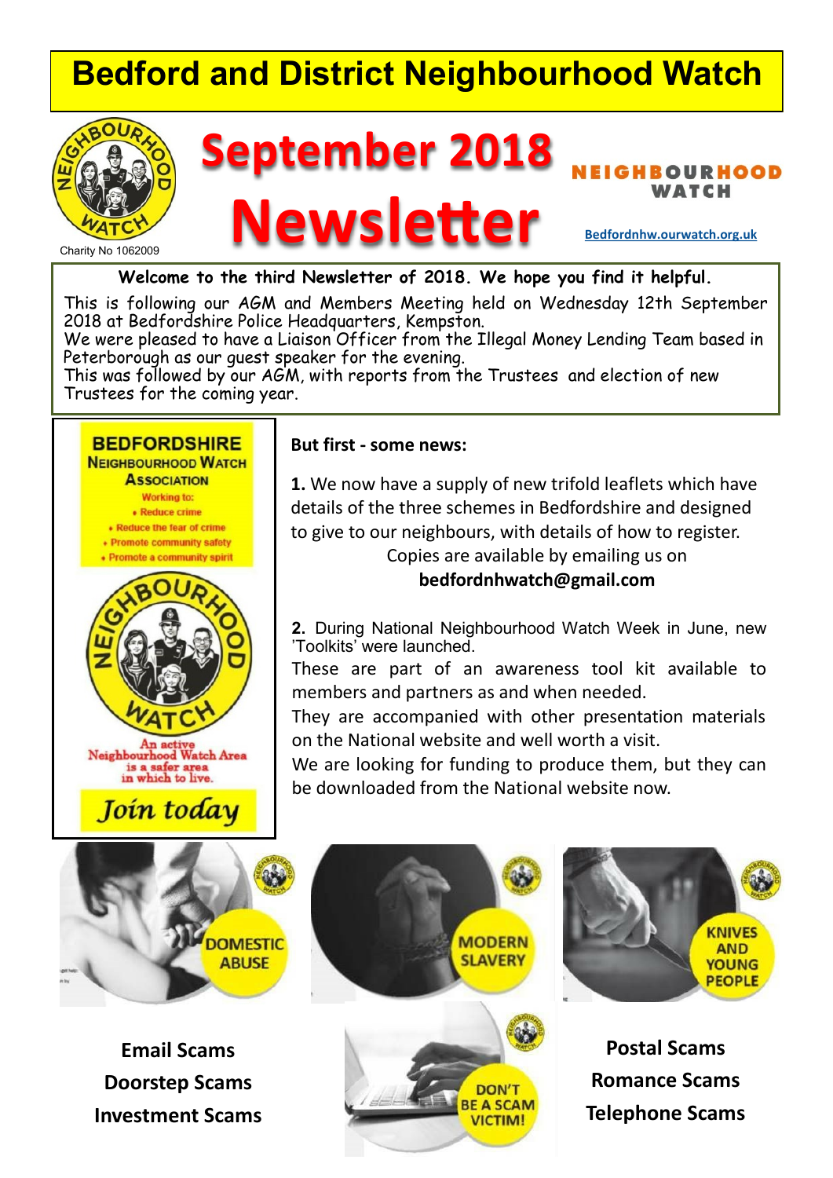# Bedford and District Neighbourhood Watch

Charity No 1062009

# September 2018 Newsletter

NEIGHBOURHOOD WATCH

Bedfordnhw.ourwatch.org.uk

**Welcome to the third Newsletter of 2018. We hope you find it helpful.**

This is following our AGM and Members Meeting held on Wednesday 12th September 2018 at Bedfordshire Police Headquarters, Kempston.
We were pleased to have a Liaison Officer from the Illegal Money Lending Team based in Peterborough as our guest speaker for the evening.
This was followed by our AGM, with reports from the Trustees and election of new Trustees for the coming year.

**BEDFORDSHIRE NEIGHBOURHOOD WATCH ASSOCIATION**

Working to:

- Reduce crime
- Reduce the fear of crime
- Promote community safety
- Promote a community spirit

An active Neighbourhood Watch Area is a safer area in which to live.

*Join today*

**But first - some news:**

**1.** We now have a supply of new trifold leaflets which have details of the three schemes in Bedfordshire and designed to give to our neighbours, with details of how to register.
Copies are available by emailing us on
**bedfordnhwatch@gmail.com**

**2.** During National Neighbourhood Watch Week in June, new 'Toolkits' were launched.
These are part of an awareness tool kit available to members and partners as and when needed.
They are accompanied with other presentation materials on the National website and well worth a visit.
We are looking for funding to produce them, but they can be downloaded from the National website now.

DOMESTIC ABUSE

MODERN SLAVERY

KNIVES AND YOUNG PEOPLE

DON'T BE A SCAM VICTIM!

**Email Scams**
**Doorstep Scams**
**Investment Scams**

**Postal Scams**
**Romance Scams**
**Telephone Scams**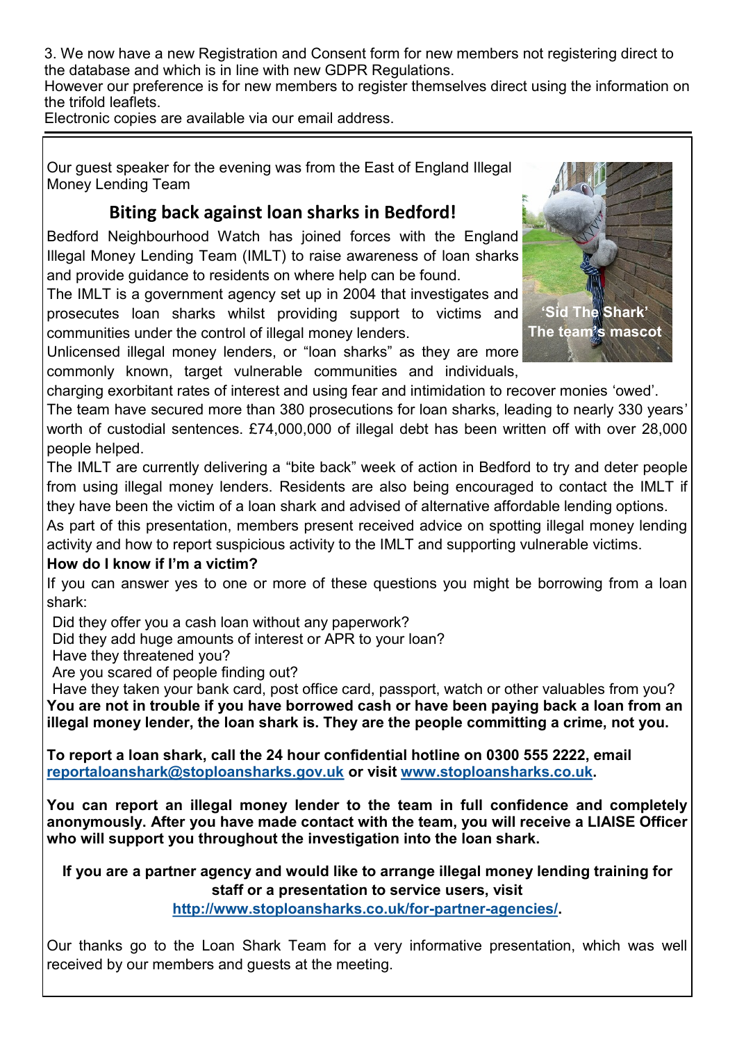3. We now have a new Registration and Consent form for new members not registering direct to the database and which is in line with new GDPR Regulations.
However our preference is for new members to register themselves direct using the information on the trifold leaflets.
Electronic copies are available via our email address.

---

Our guest speaker for the evening was from the East of England Illegal Money Lending Team

## Biting back against loan sharks in Bedford!

'Sid The Shark'
The team's mascot

Bedford Neighbourhood Watch has joined forces with the England Illegal Money Lending Team (IMLT) to raise awareness of loan sharks and provide guidance to residents on where help can be found.
The IMLT is a government agency set up in 2004 that investigates and prosecutes loan sharks whilst providing support to victims and communities under the control of illegal money lenders.
Unlicensed illegal money lenders, or "loan sharks" as they are more commonly known, target vulnerable communities and individuals, charging exorbitant rates of interest and using fear and intimidation to recover monies 'owed'.
The team have secured more than 380 prosecutions for loan sharks, leading to nearly 330 years' worth of custodial sentences. £74,000,000 of illegal debt has been written off with over 28,000 people helped.
The IMLT are currently delivering a "bite back" week of action in Bedford to try and deter people from using illegal money lenders. Residents are also being encouraged to contact the IMLT if they have been the victim of a loan shark and advised of alternative affordable lending options.
As part of this presentation, members present received advice on spotting illegal money lending activity and how to report suspicious activity to the IMLT and supporting vulnerable victims.

**How do I know if I'm a victim?**

If you can answer yes to one or more of these questions you might be borrowing from a loan shark:

- Did they offer you a cash loan without any paperwork?
- Did they add huge amounts of interest or APR to your loan?
- Have they threatened you?
- Are you scared of people finding out?
- Have they taken your bank card, post office card, passport, watch or other valuables from you?

**You are not in trouble if you have borrowed cash or have been paying back a loan from an illegal money lender, the loan shark is. They are the people committing a crime, not you.**

**To report a loan shark, call the 24 hour confidential hotline on 0300 555 2222, email reportaloanshark@stoploansharks.gov.uk or visit www.stoploansharks.co.uk.**

**You can report an illegal money lender to the team in full confidence and completely anonymously. After you have made contact with the team, you will receive a LIAISE Officer who will support you throughout the investigation into the loan shark.**

**If you are a partner agency and would like to arrange illegal money lending training for staff or a presentation to service users, visit http://www.stoploansharks.co.uk/for-partner-agencies/.**

Our thanks go to the Loan Shark Team for a very informative presentation, which was well received by our members and guests at the meeting.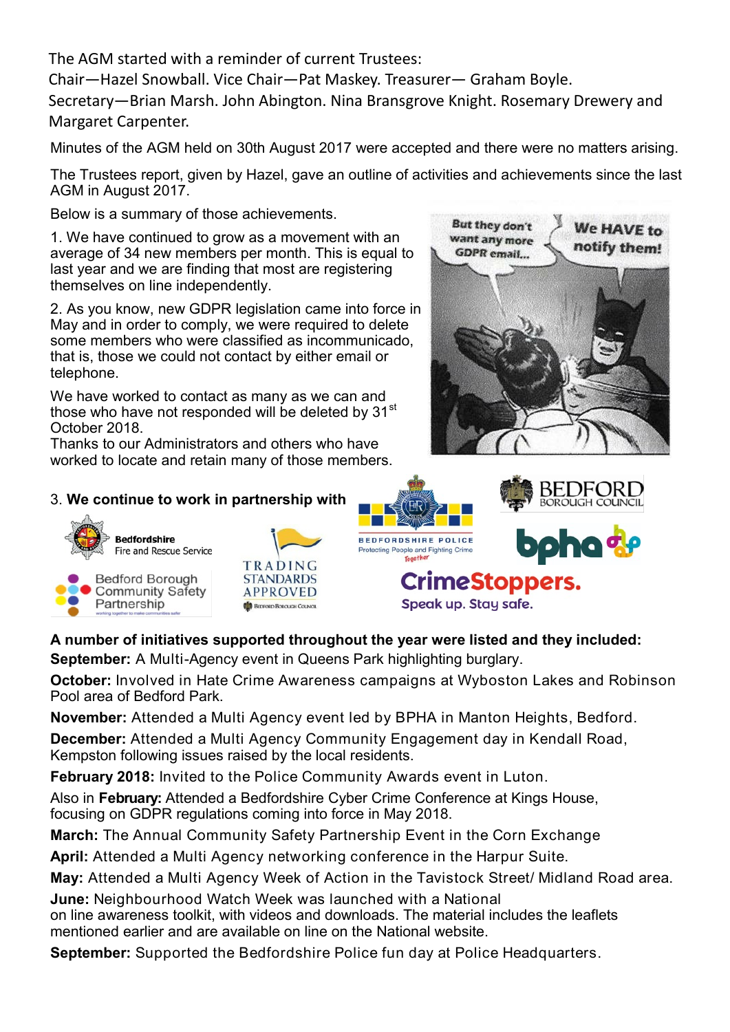The AGM started with a reminder of current Trustees:
Chair—Hazel Snowball. Vice Chair—Pat Maskey. Treasurer— Graham Boyle.
Secretary—Brian Marsh. John Abington. Nina Bransgrove Knight. Rosemary Drewery and Margaret Carpenter.

Minutes of the AGM held on 30th August 2017 were accepted and there were no matters arising.

The Trustees report, given by Hazel, gave an outline of activities and achievements since the last AGM in August 2017.

Below is a summary of those achievements.

1. We have continued to grow as a movement with an average of 34 new members per month. This is equal to last year and we are finding that most are registering themselves on line independently.

2. As you know, new GDPR legislation came into force in May and in order to comply, we were required to delete some members who were classified as incommunicado, that is, those we could not contact by either email or telephone.

We have worked to contact as many as we can and those who have not responded will be deleted by 31st October 2018.
Thanks to our Administrators and others who have worked to locate and retain many of those members.

3. **We continue to work in partnership with**

**A number of initiatives supported throughout the year were listed and they included:**

**September:** A Multi-Agency event in Queens Park highlighting burglary.

**October:** Involved in Hate Crime Awareness campaigns at Wyboston Lakes and Robinson Pool area of Bedford Park.

**November:** Attended a Multi Agency event led by BPHA in Manton Heights, Bedford.

**December:** Attended a Multi Agency Community Engagement day in Kendall Road, Kempston following issues raised by the local residents.

**February 2018:** Invited to the Police Community Awards event in Luton.

Also in **February:** Attended a Bedfordshire Cyber Crime Conference at Kings House, focusing on GDPR regulations coming into force in May 2018.

**March:** The Annual Community Safety Partnership Event in the Corn Exchange

**April:** Attended a Multi Agency networking conference in the Harpur Suite.

**May:** Attended a Multi Agency Week of Action in the Tavistock Street/ Midland Road area.

**June:** Neighbourhood Watch Week was launched with a National on line awareness toolkit, with videos and downloads. The material includes the leaflets mentioned earlier and are available on line on the National website.

**September:** Supported the Bedfordshire Police fun day at Police Headquarters.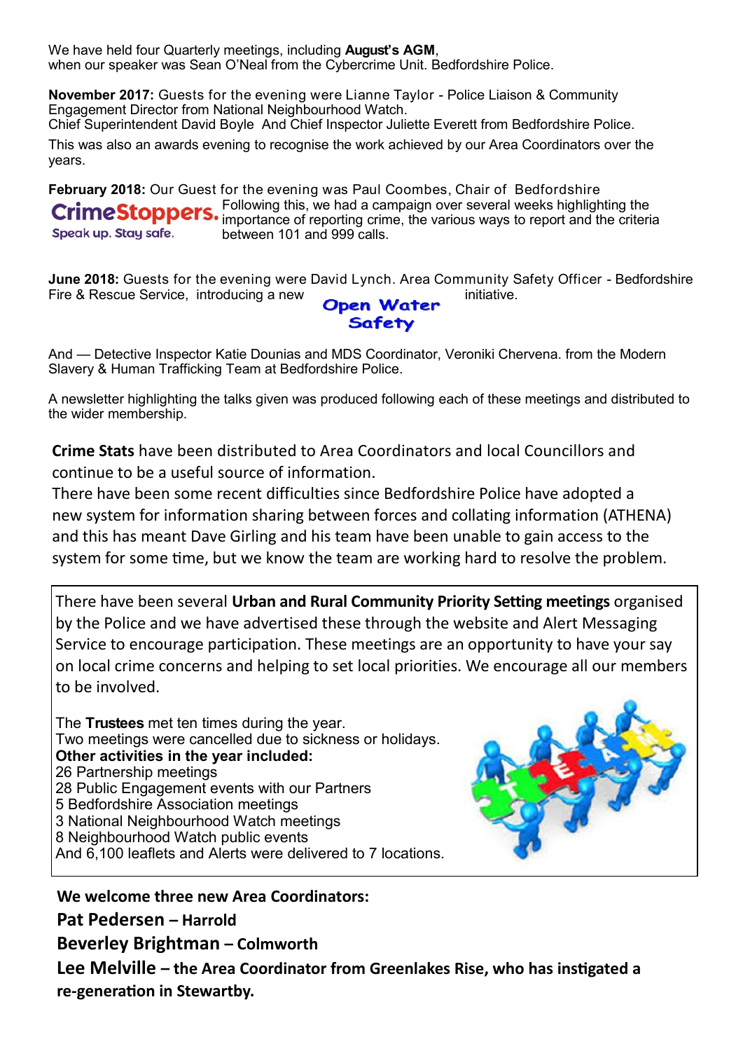We have held four Quarterly meetings, including **August's AGM**, when our speaker was Sean O'Neal from the Cybercrime Unit. Bedfordshire Police.

**November 2017:** Guests for the evening were Lianne Taylor - Police Liaison & Community Engagement Director from National Neighbourhood Watch.
Chief Superintendent David Boyle And Chief Inspector Juliette Everett from Bedfordshire Police.

This was also an awards evening to recognise the work achieved by our Area Coordinators over the years.

**February 2018:** Our Guest for the evening was Paul Coombes, Chair of Bedfordshire CrimeStoppers. Speak up. Stay safe. Following this, we had a campaign over several weeks highlighting the importance of reporting crime, the various ways to report and the criteria between 101 and 999 calls.

**June 2018:** Guests for the evening were David Lynch. Area Community Safety Officer - Bedfordshire Fire & Rescue Service, introducing a new Open Water Safety initiative.

And — Detective Inspector Katie Dounias and MDS Coordinator, Veroniki Chervena. from the Modern Slavery & Human Trafficking Team at Bedfordshire Police.

A newsletter highlighting the talks given was produced following each of these meetings and distributed to the wider membership.

**Crime Stats** have been distributed to Area Coordinators and local Councillors and continue to be a useful source of information.
There have been some recent difficulties since Bedfordshire Police have adopted a new system for information sharing between forces and collating information (ATHENA) and this has meant Dave Girling and his team have been unable to gain access to the system for some time, but we know the team are working hard to resolve the problem.

There have been several **Urban and Rural Community Priority Setting meetings** organised by the Police and we have advertised these through the website and Alert Messaging Service to encourage participation. These meetings are an opportunity to have your say on local crime concerns and helping to set local priorities. We encourage all our members to be involved.

The **Trustees** met ten times during the year.
Two meetings were cancelled due to sickness or holidays.
**Other activities in the year included:**
26 Partnership meetings
28 Public Engagement events with our Partners
5 Bedfordshire Association meetings
3 National Neighbourhood Watch meetings
8 Neighbourhood Watch public events
And 6,100 leaflets and Alerts were delivered to 7 locations.

**We welcome three new Area Coordinators:**

**Pat Pedersen – Harrold**

**Beverley Brightman – Colmworth**

**Lee Melville – the Area Coordinator from Greenlakes Rise, who has instigated a re-generation in Stewartby.**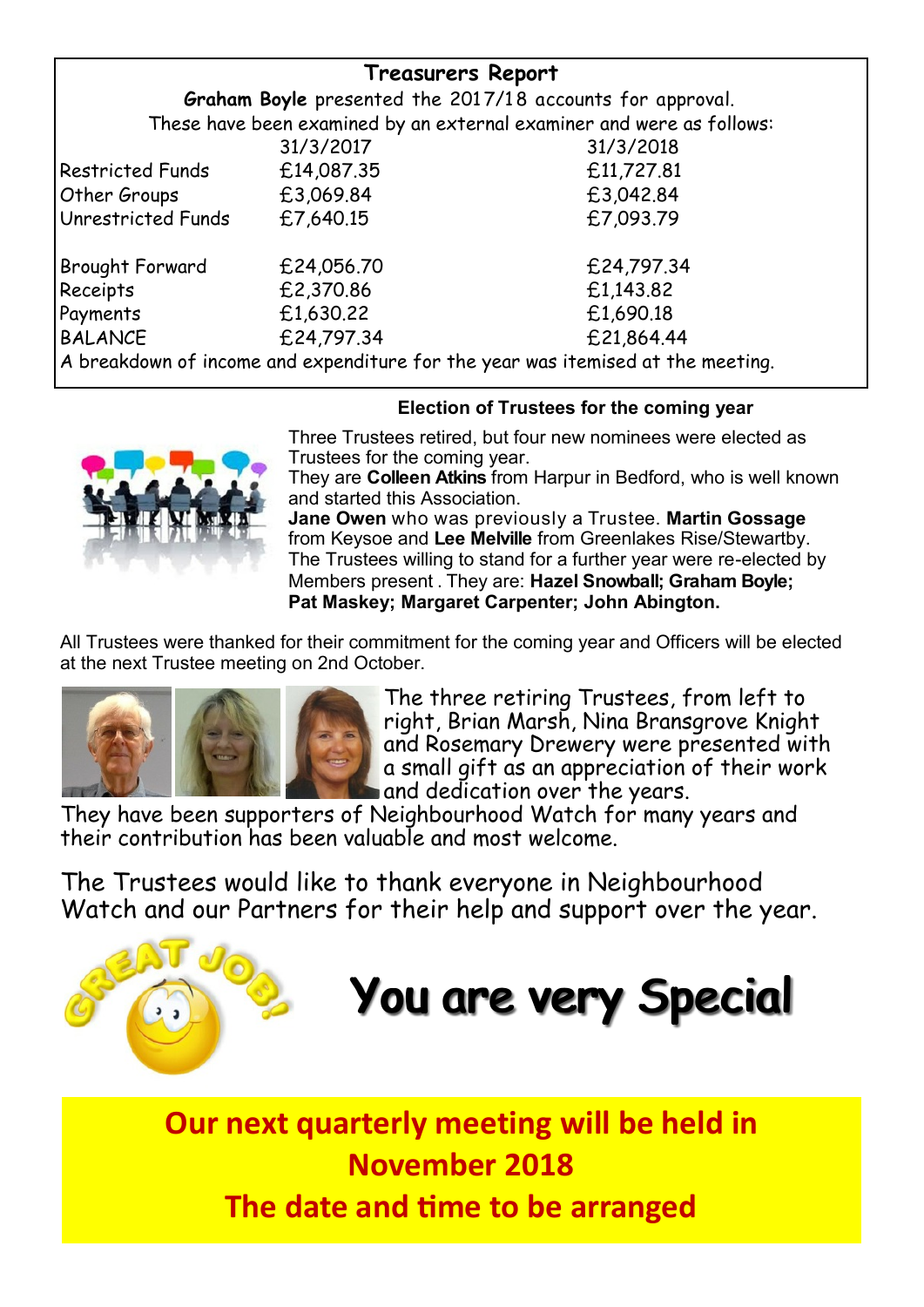## Treasurers Report

**Graham Boyle** presented the 2017/18 accounts for approval.
These have been examined by an external examiner and were as follows:

| | 31/3/2017 | 31/3/2018 |
|---|---|---|
| Restricted Funds | £14,087.35 | £11,727.81 |
| Other Groups | £3,069.84 | £3,042.84 |
| Unrestricted Funds | £7,640.15 | £7,093.79 |
| | | |
| Brought Forward | £24,056.70 | £24,797.34 |
| Receipts | £2,370.86 | £1,143.82 |
| Payments | £1,630.22 | £1,690.18 |
| BALANCE | £24,797.34 | £21,864.44 |

A breakdown of income and expenditure for the year was itemised at the meeting.

### Election of Trustees for the coming year

Three Trustees retired, but four new nominees were elected as Trustees for the coming year.

They are **Colleen Atkins** from Harpur in Bedford, who is well known and started this Association.

**Jane Owen** who was previously a Trustee. **Martin Gossage** from Keysoe and **Lee Melville** from Greenlakes Rise/Stewartby.

The Trustees willing to stand for a further year were re-elected by Members present . They are: **Hazel Snowball; Graham Boyle; Pat Maskey; Margaret Carpenter; John Abington.**

All Trustees were thanked for their commitment for the coming year and Officers will be elected at the next Trustee meeting on 2nd October.

The three retiring Trustees, from left to right, Brian Marsh, Nina Bransgrove Knight and Rosemary Drewery were presented with a small gift as an appreciation of their work and dedication over the years.

They have been supporters of Neighbourhood Watch for many years and their contribution has been valuable and most welcome.

The Trustees would like to thank everyone in Neighbourhood Watch and our Partners for their help and support over the year.

GREAT JOB!

**You are very Special**

**Our next quarterly meeting will be held in November 2018**

**The date and time to be arranged**